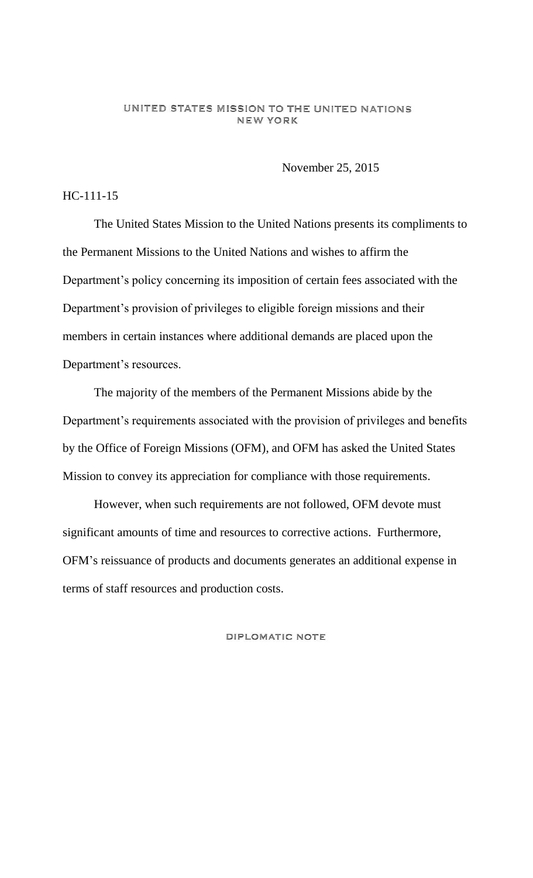UNITED STATES MISSION TO THE UNITED NATIONS
NEW YORK

November 25, 2015

HC-111-15

The United States Mission to the United Nations presents its compliments to the Permanent Missions to the United Nations and wishes to affirm the Department's policy concerning its imposition of certain fees associated with the Department's provision of privileges to eligible foreign missions and their members in certain instances where additional demands are placed upon the Department's resources.

The majority of the members of the Permanent Missions abide by the Department's requirements associated with the provision of privileges and benefits by the Office of Foreign Missions (OFM), and OFM has asked the United States Mission to convey its appreciation for compliance with those requirements.

However, when such requirements are not followed, OFM devote must significant amounts of time and resources to corrective actions. Furthermore, OFM's reissuance of products and documents generates an additional expense in terms of staff resources and production costs.

DIPLOMATIC NOTE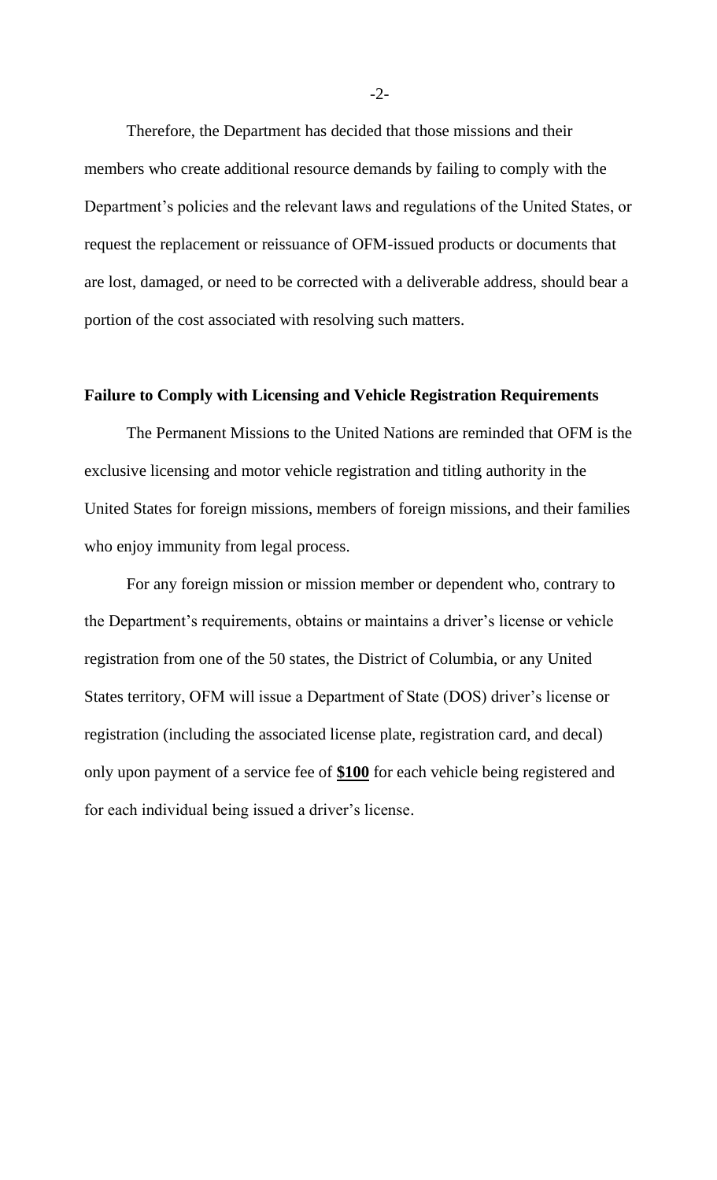Therefore, the Department has decided that those missions and their members who create additional resource demands by failing to comply with the Department's policies and the relevant laws and regulations of the United States, or request the replacement or reissuance of OFM-issued products or documents that are lost, damaged, or need to be corrected with a deliverable address, should bear a portion of the cost associated with resolving such matters.

**Failure to Comply with Licensing and Vehicle Registration Requirements**

The Permanent Missions to the United Nations are reminded that OFM is the exclusive licensing and motor vehicle registration and titling authority in the United States for foreign missions, members of foreign missions, and their families who enjoy immunity from legal process.

For any foreign mission or mission member or dependent who, contrary to the Department's requirements, obtains or maintains a driver's license or vehicle registration from one of the 50 states, the District of Columbia, or any United States territory, OFM will issue a Department of State (DOS) driver's license or registration (including the associated license plate, registration card, and decal) only upon payment of a service fee of **$100** for each vehicle being registered and for each individual being issued a driver's license.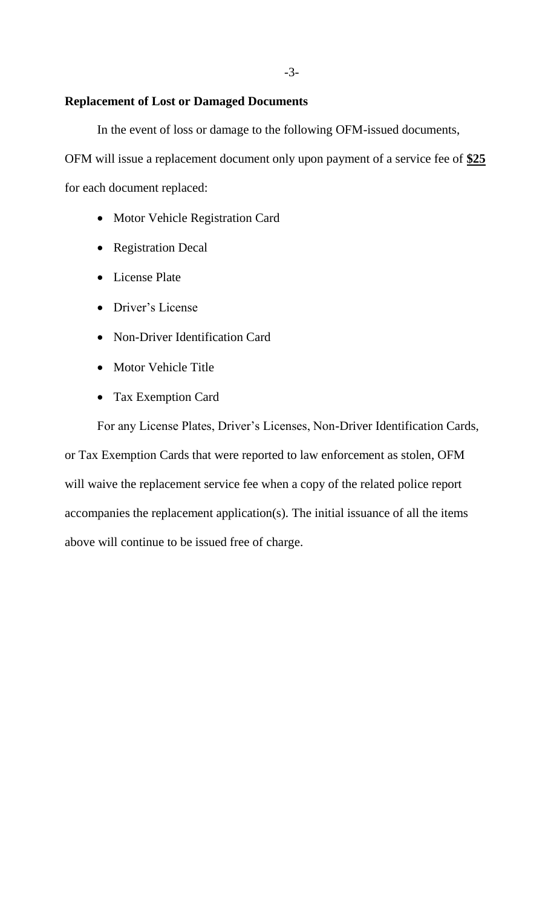**Replacement of Lost or Damaged Documents**

In the event of loss or damage to the following OFM-issued documents, OFM will issue a replacement document only upon payment of a service fee of **$25** for each document replaced:

- Motor Vehicle Registration Card
- Registration Decal
- License Plate
- Driver's License
- Non-Driver Identification Card
- Motor Vehicle Title
- Tax Exemption Card

For any License Plates, Driver's Licenses, Non-Driver Identification Cards, or Tax Exemption Cards that were reported to law enforcement as stolen, OFM will waive the replacement service fee when a copy of the related police report accompanies the replacement application(s). The initial issuance of all the items above will continue to be issued free of charge.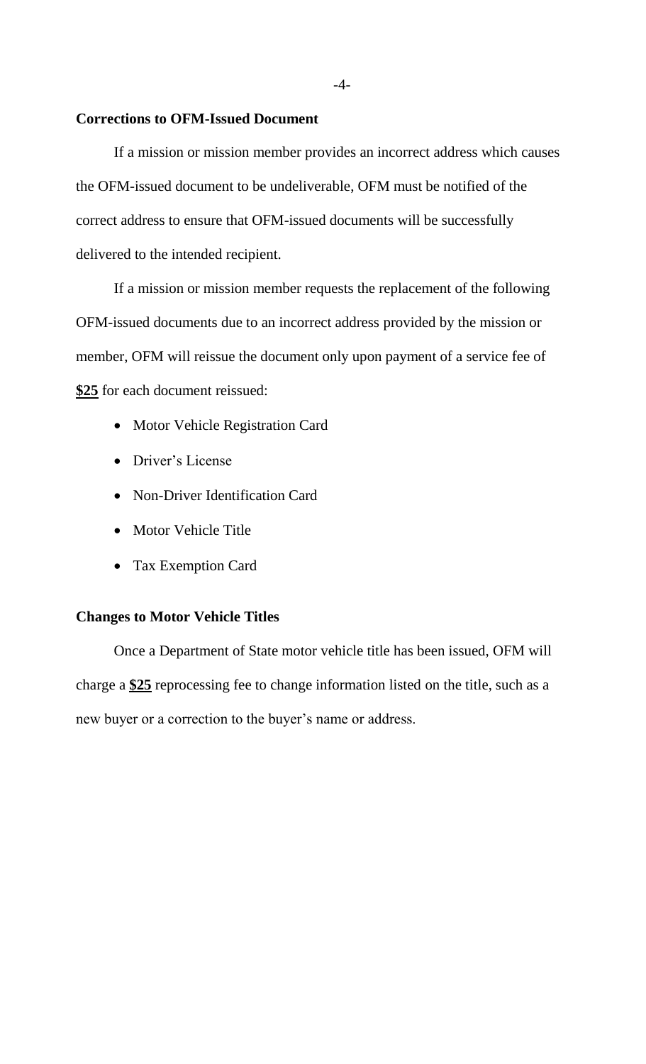**Corrections to OFM-Issued Document**

If a mission or mission member provides an incorrect address which causes the OFM-issued document to be undeliverable, OFM must be notified of the correct address to ensure that OFM-issued documents will be successfully delivered to the intended recipient.

If a mission or mission member requests the replacement of the following OFM-issued documents due to an incorrect address provided by the mission or member, OFM will reissue the document only upon payment of a service fee of **<u>$25</u>** for each document reissued:

- Motor Vehicle Registration Card
- Driver's License
- Non-Driver Identification Card
- Motor Vehicle Title
- Tax Exemption Card

**Changes to Motor Vehicle Titles**

Once a Department of State motor vehicle title has been issued, OFM will charge a **<u>$25</u>** reprocessing fee to change information listed on the title, such as a new buyer or a correction to the buyer's name or address.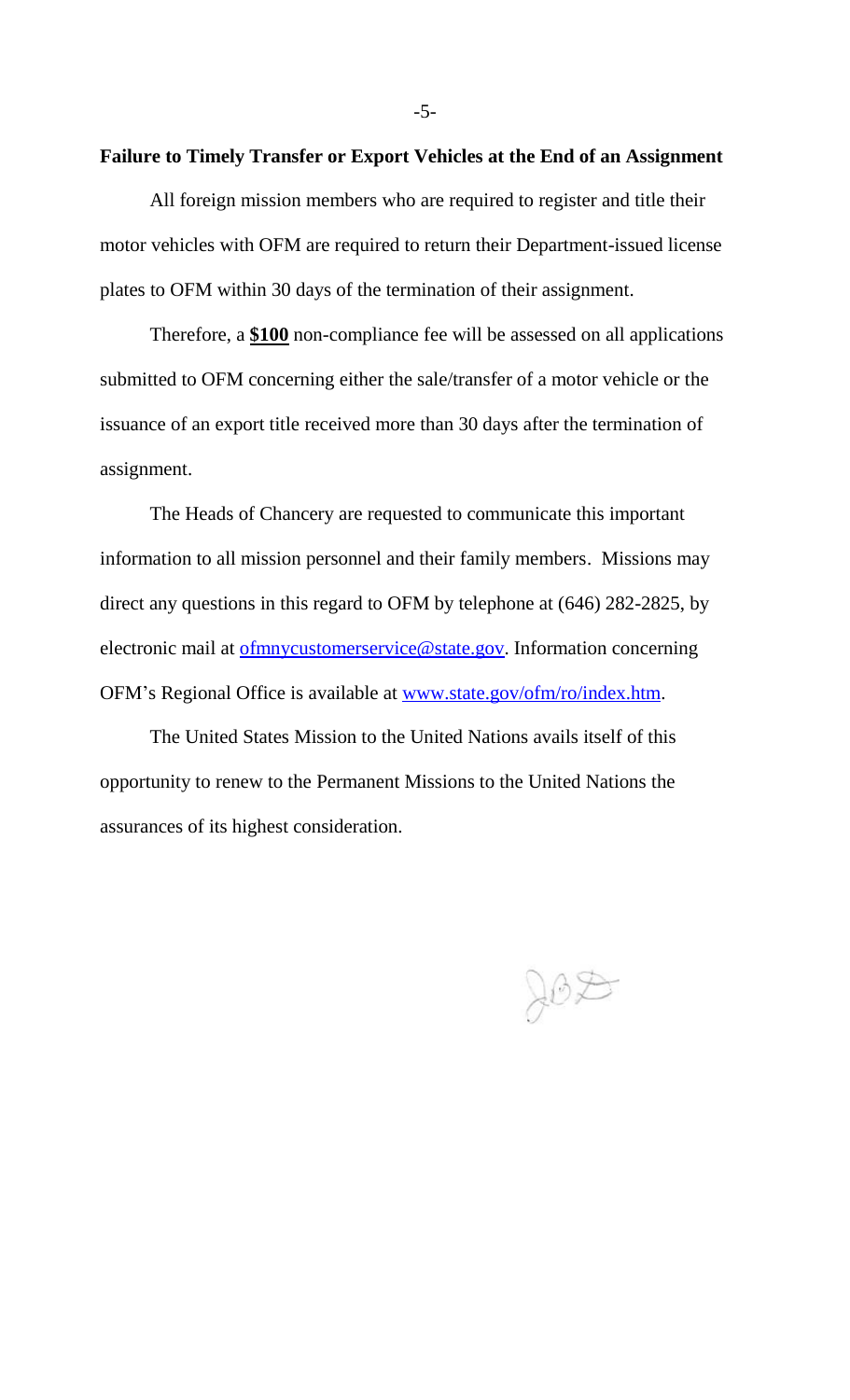**Failure to Timely Transfer or Export Vehicles at the End of an Assignment**

All foreign mission members who are required to register and title their motor vehicles with OFM are required to return their Department-issued license plates to OFM within 30 days of the termination of their assignment.

Therefore, a **$100** non-compliance fee will be assessed on all applications submitted to OFM concerning either the sale/transfer of a motor vehicle or the issuance of an export title received more than 30 days after the termination of assignment.

The Heads of Chancery are requested to communicate this important information to all mission personnel and their family members. Missions may direct any questions in this regard to OFM by telephone at (646) 282-2825, by electronic mail at ofmnycustomerservice@state.gov. Information concerning OFM's Regional Office is available at www.state.gov/ofm/ro/index.htm.

The United States Mission to the United Nations avails itself of this opportunity to renew to the Permanent Missions to the United Nations the assurances of its highest consideration.